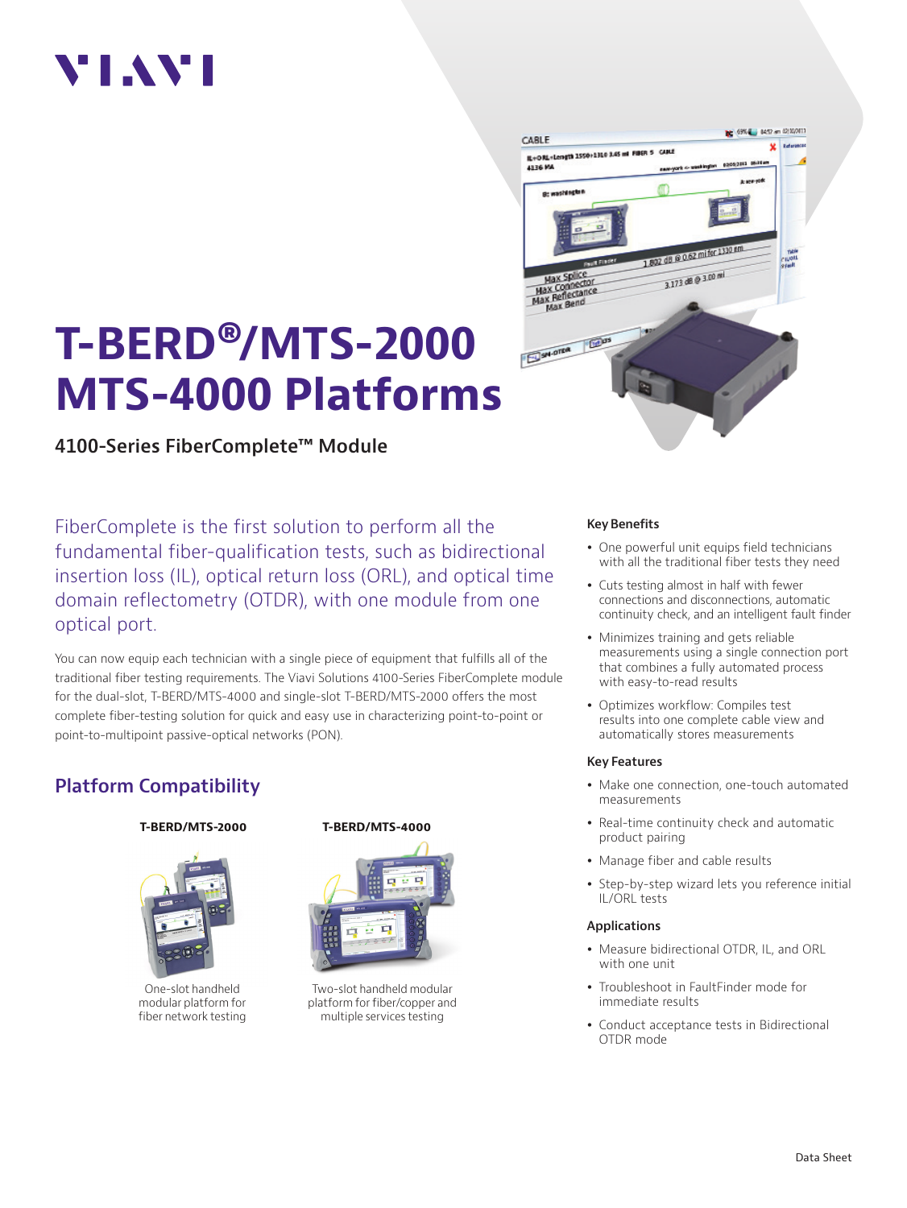VIAVI

# T-BERD®/MTS-2000 MTS-4000 Platforms

### 4100-Series FiberComplete™ Module

FiberComplete is the first solution to perform all the fundamental fiber-qualification tests, such as bidirectional insertion loss (IL), optical return loss (ORL), and optical time domain reflectometry (OTDR), with one module from one optical port.

You can now equip each technician with a single piece of equipment that fulfills all of the traditional fiber testing requirements. The Viavi Solutions 4100-Series FiberComplete module for the dual-slot, T-BERD/MTS-4000 and single-slot T-BERD/MTS-2000 offers the most complete fiber-testing solution for quick and easy use in characterizing point-to-point or point-to-multipoint passive-optical networks (PON).

## Platform Compatibility

**T-BERD/MTS-2000**

One-slot handheld modular platform for fiber network testing

**T-BERD/MTS-4000**

Two-slot handheld modular platform for fiber/copper and multiple services testing

### Key Benefits

- One powerful unit equips field technicians with all the traditional fiber tests they need
- Cuts testing almost in half with fewer connections and disconnections, automatic continuity check, and an intelligent fault finder
- Minimizes training and gets reliable measurements using a single connection port that combines a fully automated process with easy-to-read results
- Optimizes workflow: Compiles test results into one complete cable view and automatically stores measurements

### Key Features

- Make one connection, one-touch automated measurements
- Real-time continuity check and automatic product pairing
- Manage fiber and cable results
- Step-by-step wizard lets you reference initial IL/ORL tests

### Applications

- Measure bidirectional OTDR, IL, and ORL with one unit
- Troubleshoot in FaultFinder mode for immediate results
- Conduct acceptance tests in Bidirectional OTDR mode

Data Sheet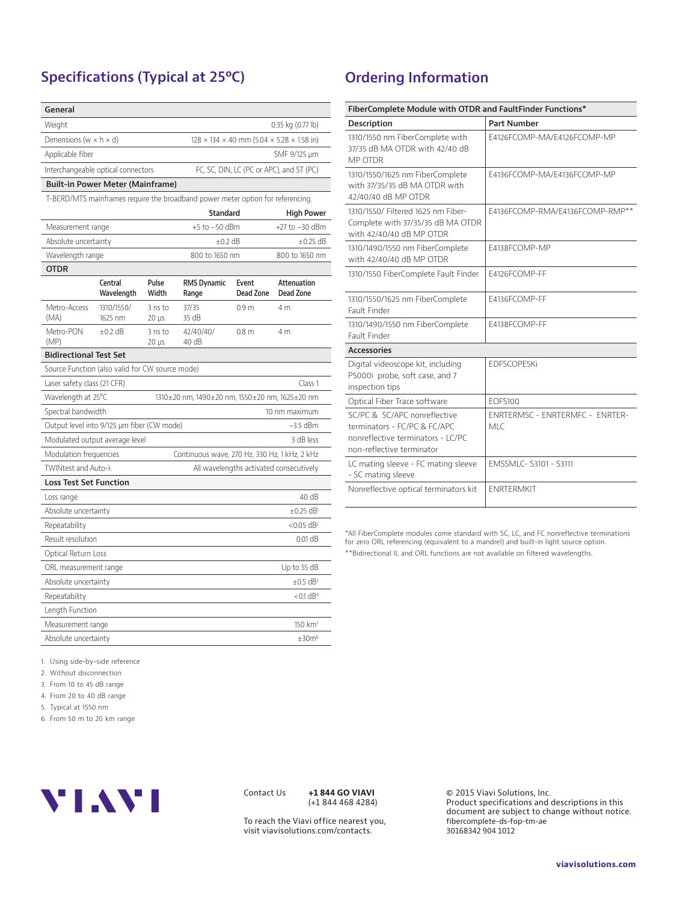## Specifications (Typical at 25°C)

| General | | |
|---|---|---|
| Weight | | 0.35 kg (0.77 lb) |
| Dimensions (w × h × d) | | 128 × 134 × 40 mm (5.04 × 5.28 × 1.58 in) |
| Applicable fiber | | SMF 9/125 µm |
| Interchangeable optical connectors | | FC, SC, DIN, LC (PC or APC), and ST (PC) |
| **Built-in Power Meter (Mainframe)** | | |
| T-BERD/MTS mainframes require the broadband power meter option for referencing. | | |
| | **Standard** | **High Power** |
| Measurement range | +5 to –50 dBm | +27 to –30 dBm |
| Absolute uncertainty | ±0.2 dB | ±0.25 dB |
| Wavelength range | 800 to 1650 nm | 800 to 1650 nm |

**OTDR**

| | Central Wavelength | Pulse Width | RMS Dynamic Range | Event Dead Zone | Attenuation Dead Zone |
|---|---|---|---|---|---|
| Metro-Access (MA) | 1310/1550/ 1625 nm | 3 ns to 20 µs | 37/35 35 dB | 0.9 m | 4 m |
| Metro-PON (MP) | ±0.2 dB | 3 ns to 20 µs | 42/40/40/ 40 dB | 0.8 m | 4 m |

| Bidirectional Test Set | |
|---|---|
| Source Function (also valid for CW source mode) | |
| Laser safety class (21 CFR) | Class 1 |
| Wavelength at 25°C | 1310±20 nm, 1490±20 nm, 1550±20 nm, 1625±20 nm |
| Spectral bandwidth | 10 nm maximum |
| Output level into 9/125 µm fiber (CW mode) | –3.5 dBm |
| Modulated output average level | 3 dB less |
| Modulation frequencies | Continuous wave, 270 Hz, 330 Hz, 1 kHz, 2 kHz |
| TWINtest and Auto-λ | All wavelengths activated consecutively |
| **Loss Test Set Function** | |
| Loss range | 40 dB |
| Absolute uncertainty | ±0.25 dB[1] |
| Repeatability | <0.05 dB[2] |
| Result resolution | 0.01 dB |
| Optical Return Loss | |
| ORL measurement range | Up to 55 dB |
| Absolute uncertainty | ±0.5 dB[3] |
| Repeatability | <0.1 dB[4] |
| Length Function | |
| Measurement range | 150 km[5] |
| Absolute uncertainty | ±30m[6] |

1. Using side-by-side reference
2. Without disconnection
3. From 10 to 45 dB range
4. From 20 to 40 dB range
5. Typical at 1550 nm
6. From 50 m to 20 km range

## Ordering Information

| FiberComplete Module with OTDR and FaultFinder Functions* | |
|---|---|
| **Description** | **Part Number** |
| 1310/1550 nm FiberComplete with 37/35 dB MA OTDR with 42/40 dB MP OTDR | E4126FCOMP-MA/E4126FCOMP-MP |
| 1310/1550/1625 nm FiberComplete with 37/35/35 dB MA OTDR with 42/40/40 dB MP OTDR | E4136FCOMP-MA/E4136FCOMP-MP |
| 1310/1550/ Filtered 1625 nm Fiber-Complete with 37/35/35 dB MA OTDR with 42/40/40 dB MP OTDR | E4136FCOMP-RMA/E4136FCOMP-RMP** |
| 1310/1490/1550 nm FiberComplete with 42/40/40 dB MP OTDR | E4138FCOMP-MP |
| 1310/1550 FiberComplete Fault Finder | E4126FCOMP-FF |
| 1310/1550/1625 nm FiberComplete Fault Finder | E4136FCOMP-FF |
| 1310/1490/1550 nm FiberComplete Fault Finder | E4138FCOMP-FF |
| **Accessories** | |
| Digital videoscope kit, including P5000i probe, soft case, and 7 inspection tips | EDFSCOPE5Ki |
| Optical Fiber Trace software | EOFS100 |
| SC/PC & SC/APC nonreflective terminators - FC/PC & FC/APC nonreflective terminators - LC/PC non-reflective terminator | ENRTERMSC - ENRTERMFC - ENRTER-MLC |
| LC mating sleeve - FC mating sleeve - SC mating sleeve | EMSSMLC- S3101 - S3111 |
| Nonreflective optical terminators kit | ENRTERMKIT |

*All FiberComplete modules come standard with SC, LC, and FC nonreflective terminations for zero ORL referencing (equivalent to a mandrel) and built-in light source option.

**Bidirectional IL and ORL functions are not available on filtered wavelengths.

VIAVI

Contact Us **+1 844 GO VIAVI** (+1 844 468 4284)

To reach the Viavi office nearest you, visit viavisolutions.com/contacts.

© 2015 Viavi Solutions, Inc.
Product specifications and descriptions in this document are subject to change without notice.
fibercomplete-ds-fop-tm-ae
30168342 904 1012

**viavisolutions.com**